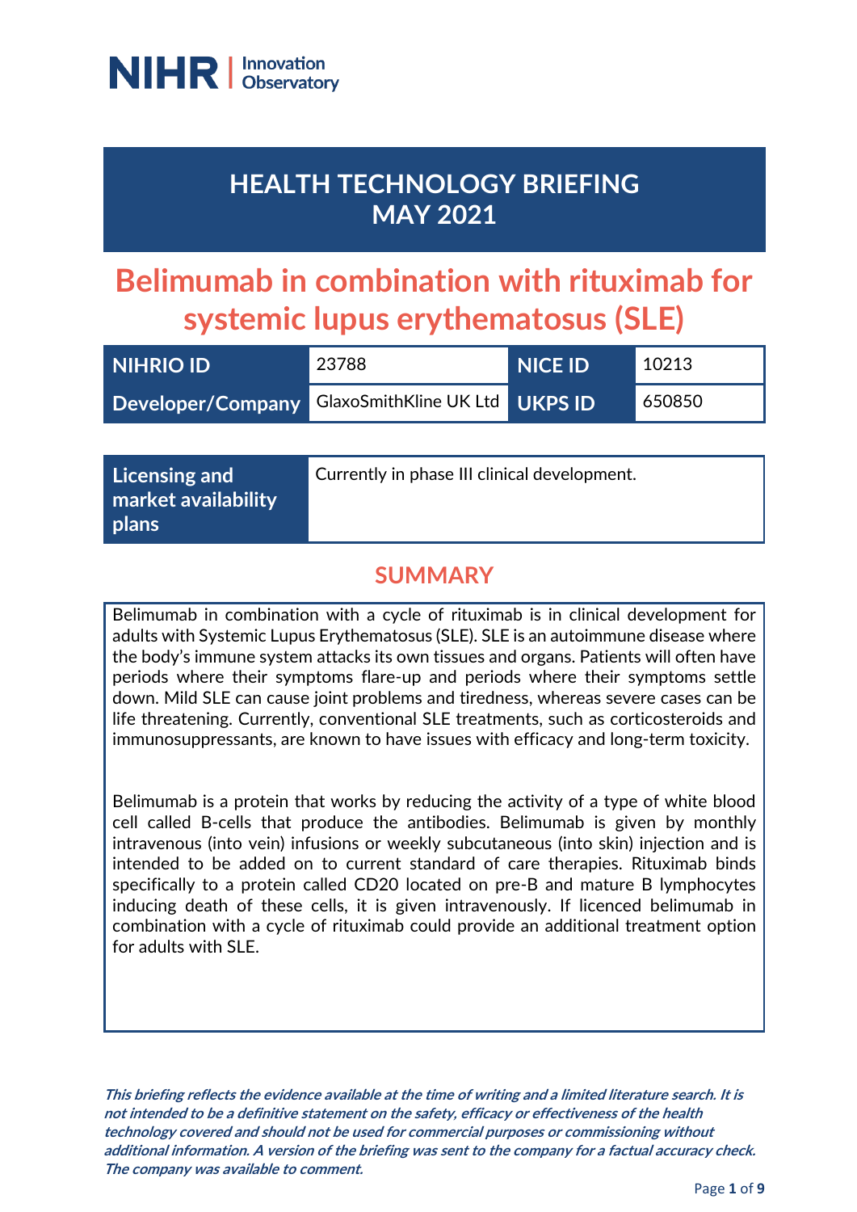NIHR | Innovation Observatory

# HEALTH TECHNOLOGY BRIEFING MAY 2021

# Belimumab in combination with rituximab for systemic lupus erythematosus (SLE)

| NIHRIO ID | 23788 | NICE ID | 10213 |
|---|---|---|---|
| Developer/Company | GlaxoSmithKline UK Ltd | UKPS ID | 650850 |

| Licensing and market availability plans | Currently in phase III clinical development. |
|---|---|

## SUMMARY

Belimumab in combination with a cycle of rituximab is in clinical development for adults with Systemic Lupus Erythematosus (SLE). SLE is an autoimmune disease where the body's immune system attacks its own tissues and organs. Patients will often have periods where their symptoms flare-up and periods where their symptoms settle down. Mild SLE can cause joint problems and tiredness, whereas severe cases can be life threatening. Currently, conventional SLE treatments, such as corticosteroids and immunosuppressants, are known to have issues with efficacy and long-term toxicity.

Belimumab is a protein that works by reducing the activity of a type of white blood cell called B-cells that produce the antibodies. Belimumab is given by monthly intravenous (into vein) infusions or weekly subcutaneous (into skin) injection and is intended to be added on to current standard of care therapies. Rituximab binds specifically to a protein called CD20 located on pre-B and mature B lymphocytes inducing death of these cells, it is given intravenously. If licenced belimumab in combination with a cycle of rituximab could provide an additional treatment option for adults with SLE.

***This briefing reflects the evidence available at the time of writing and a limited literature search. It is not intended to be a definitive statement on the safety, efficacy or effectiveness of the health technology covered and should not be used for commercial purposes or commissioning without additional information. A version of the briefing was sent to the company for a factual accuracy check. The company was available to comment.***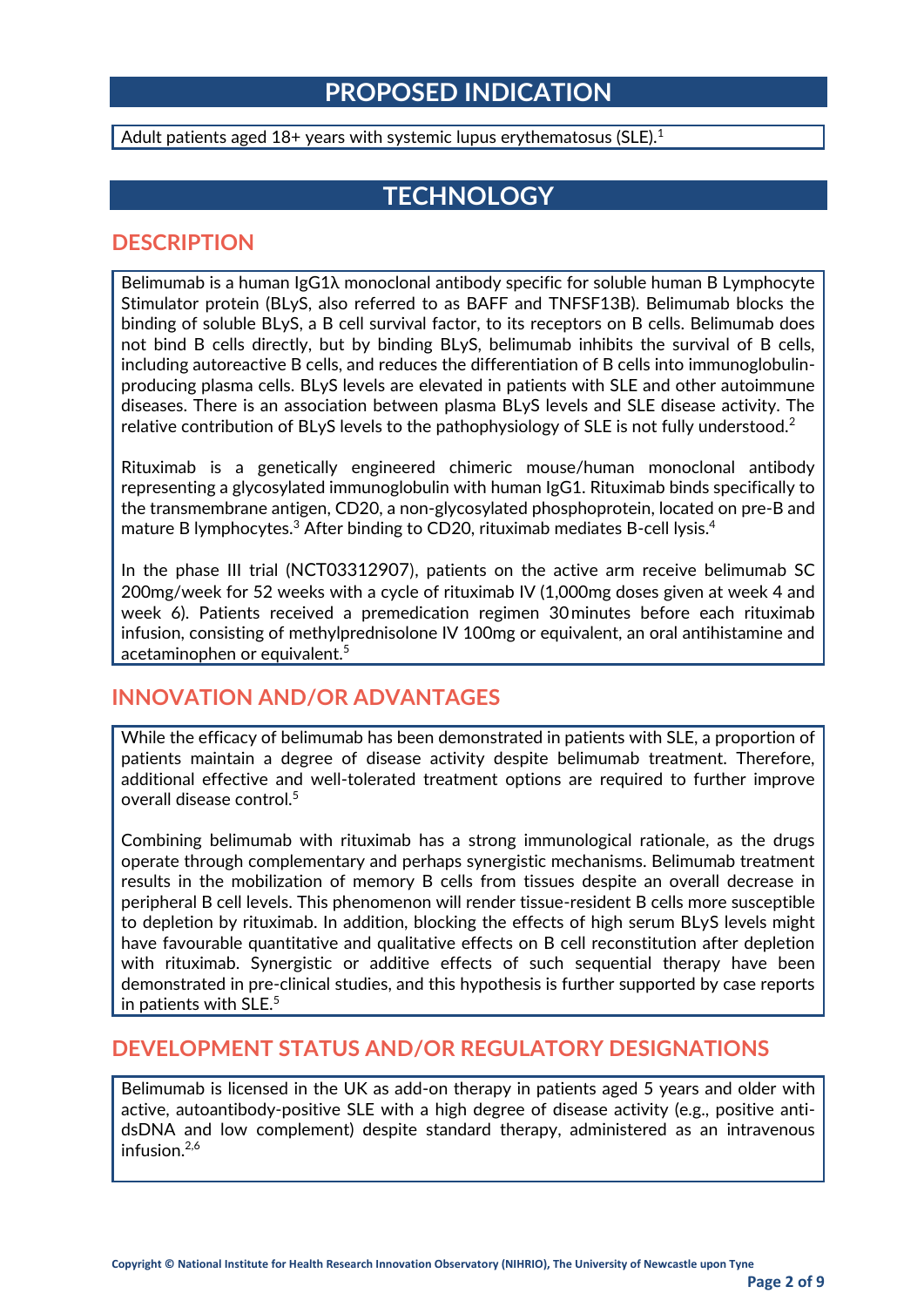## PROPOSED INDICATION

Adult patients aged 18+ years with systemic lupus erythematosus (SLE).[1]

## TECHNOLOGY

### DESCRIPTION

Belimumab is a human IgG1λ monoclonal antibody specific for soluble human B Lymphocyte Stimulator protein (BLyS, also referred to as BAFF and TNFSF13B). Belimumab blocks the binding of soluble BLyS, a B cell survival factor, to its receptors on B cells. Belimumab does not bind B cells directly, but by binding BLyS, belimumab inhibits the survival of B cells, including autoreactive B cells, and reduces the differentiation of B cells into immunoglobulin-producing plasma cells. BLyS levels are elevated in patients with SLE and other autoimmune diseases. There is an association between plasma BLyS levels and SLE disease activity. The relative contribution of BLyS levels to the pathophysiology of SLE is not fully understood.[2]

Rituximab is a genetically engineered chimeric mouse/human monoclonal antibody representing a glycosylated immunoglobulin with human IgG1. Rituximab binds specifically to the transmembrane antigen, CD20, a non-glycosylated phosphoprotein, located on pre-B and mature B lymphocytes.[3] After binding to CD20, rituximab mediates B-cell lysis.[4]

In the phase III trial (NCT03312907), patients on the active arm receive belimumab SC 200mg/week for 52 weeks with a cycle of rituximab IV (1,000mg doses given at week 4 and week 6). Patients received a premedication regimen 30 minutes before each rituximab infusion, consisting of methylprednisolone IV 100mg or equivalent, an oral antihistamine and acetaminophen or equivalent.[5]

### INNOVATION AND/OR ADVANTAGES

While the efficacy of belimumab has been demonstrated in patients with SLE, a proportion of patients maintain a degree of disease activity despite belimumab treatment. Therefore, additional effective and well-tolerated treatment options are required to further improve overall disease control.[5]

Combining belimumab with rituximab has a strong immunological rationale, as the drugs operate through complementary and perhaps synergistic mechanisms. Belimumab treatment results in the mobilization of memory B cells from tissues despite an overall decrease in peripheral B cell levels. This phenomenon will render tissue-resident B cells more susceptible to depletion by rituximab. In addition, blocking the effects of high serum BLyS levels might have favourable quantitative and qualitative effects on B cell reconstitution after depletion with rituximab. Synergistic or additive effects of such sequential therapy have been demonstrated in pre-clinical studies, and this hypothesis is further supported by case reports in patients with SLE.[5]

### DEVELOPMENT STATUS AND/OR REGULATORY DESIGNATIONS

Belimumab is licensed in the UK as add-on therapy in patients aged 5 years and older with active, autoantibody-positive SLE with a high degree of disease activity (e.g., positive anti-dsDNA and low complement) despite standard therapy, administered as an intravenous infusion.[2,6]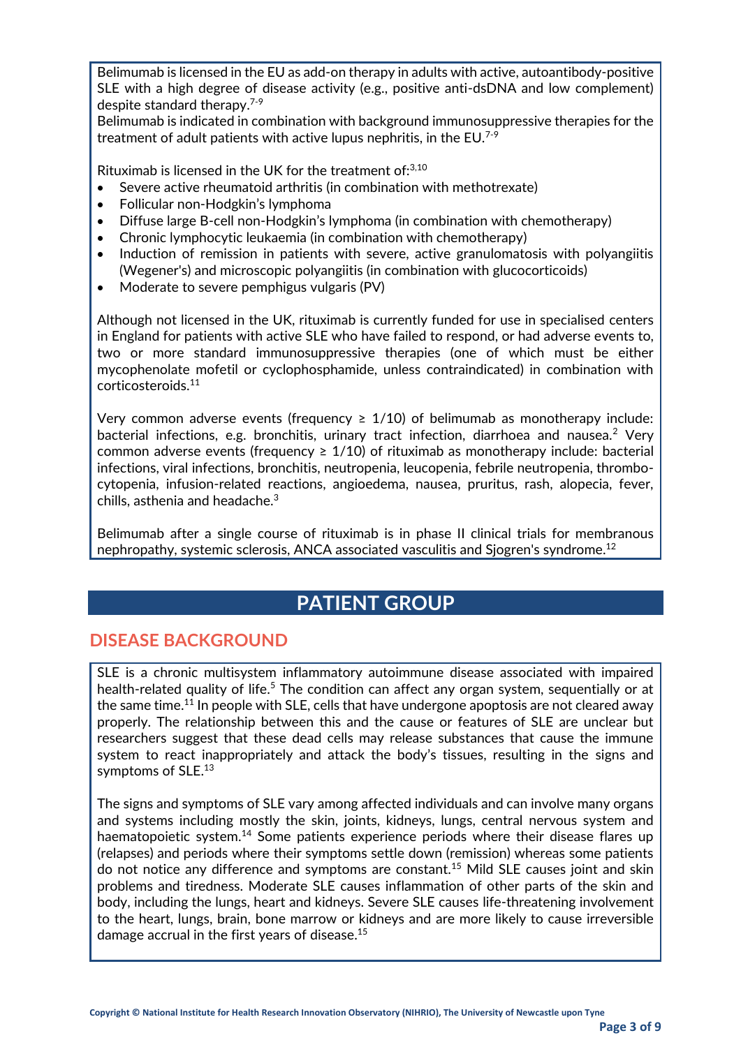Belimumab is licensed in the EU as add-on therapy in adults with active, autoantibody-positive SLE with a high degree of disease activity (e.g., positive anti-dsDNA and low complement) despite standard therapy.[7-9]
Belimumab is indicated in combination with background immunosuppressive therapies for the treatment of adult patients with active lupus nephritis, in the EU.[7-9]

Rituximab is licensed in the UK for the treatment of:[3,10]

- Severe active rheumatoid arthritis (in combination with methotrexate)
- Follicular non-Hodgkin's lymphoma
- Diffuse large B-cell non-Hodgkin's lymphoma (in combination with chemotherapy)
- Chronic lymphocytic leukaemia (in combination with chemotherapy)
- Induction of remission in patients with severe, active granulomatosis with polyangiitis (Wegener's) and microscopic polyangiitis (in combination with glucocorticoids)
- Moderate to severe pemphigus vulgaris (PV)

Although not licensed in the UK, rituximab is currently funded for use in specialised centers in England for patients with active SLE who have failed to respond, or had adverse events to, two or more standard immunosuppressive therapies (one of which must be either mycophenolate mofetil or cyclophosphamide, unless contraindicated) in combination with corticosteroids.[11]

Very common adverse events (frequency ≥ 1/10) of belimumab as monotherapy include: bacterial infections, e.g. bronchitis, urinary tract infection, diarrhoea and nausea.[2] Very common adverse events (frequency ≥ 1/10) of rituximab as monotherapy include: bacterial infections, viral infections, bronchitis, neutropenia, leucopenia, febrile neutropenia, thrombocytopenia, infusion-related reactions, angioedema, nausea, pruritus, rash, alopecia, fever, chills, asthenia and headache.[3]

Belimumab after a single course of rituximab is in phase II clinical trials for membranous nephropathy, systemic sclerosis, ANCA associated vasculitis and Sjogren's syndrome.[12]

# PATIENT GROUP

## DISEASE BACKGROUND

SLE is a chronic multisystem inflammatory autoimmune disease associated with impaired health-related quality of life.[5] The condition can affect any organ system, sequentially or at the same time.[11] In people with SLE, cells that have undergone apoptosis are not cleared away properly. The relationship between this and the cause or features of SLE are unclear but researchers suggest that these dead cells may release substances that cause the immune system to react inappropriately and attack the body's tissues, resulting in the signs and symptoms of SLE.[13]

The signs and symptoms of SLE vary among affected individuals and can involve many organs and systems including mostly the skin, joints, kidneys, lungs, central nervous system and haematopoietic system.[14] Some patients experience periods where their disease flares up (relapses) and periods where their symptoms settle down (remission) whereas some patients do not notice any difference and symptoms are constant.[15] Mild SLE causes joint and skin problems and tiredness. Moderate SLE causes inflammation of other parts of the skin and body, including the lungs, heart and kidneys. Severe SLE causes life-threatening involvement to the heart, lungs, brain, bone marrow or kidneys and are more likely to cause irreversible damage accrual in the first years of disease.[15]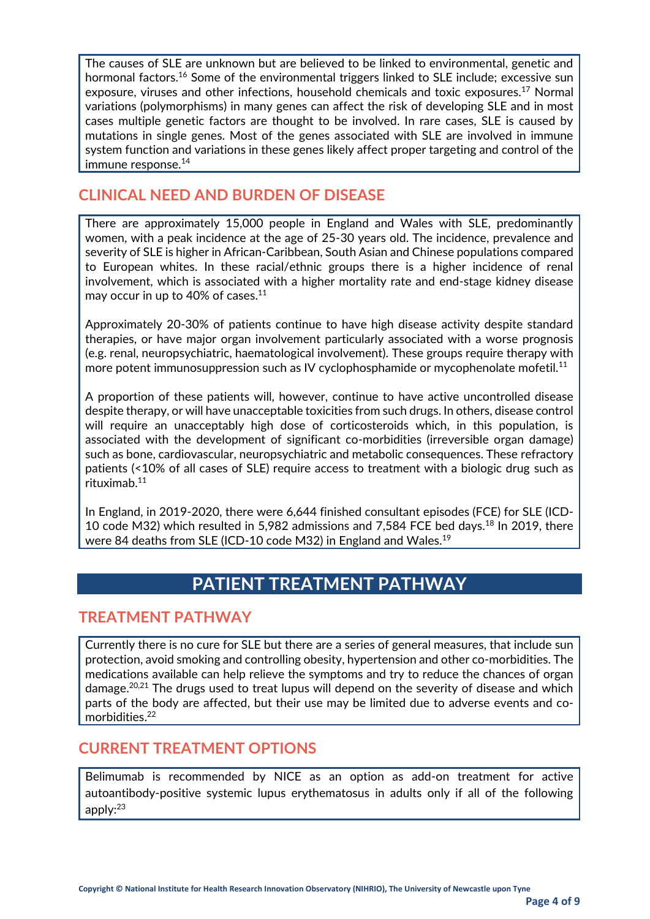The causes of SLE are unknown but are believed to be linked to environmental, genetic and hormonal factors.[16] Some of the environmental triggers linked to SLE include; excessive sun exposure, viruses and other infections, household chemicals and toxic exposures.[17] Normal variations (polymorphisms) in many genes can affect the risk of developing SLE and in most cases multiple genetic factors are thought to be involved. In rare cases, SLE is caused by mutations in single genes. Most of the genes associated with SLE are involved in immune system function and variations in these genes likely affect proper targeting and control of the immune response.[14]

## CLINICAL NEED AND BURDEN OF DISEASE

There are approximately 15,000 people in England and Wales with SLE, predominantly women, with a peak incidence at the age of 25-30 years old. The incidence, prevalence and severity of SLE is higher in African-Caribbean, South Asian and Chinese populations compared to European whites. In these racial/ethnic groups there is a higher incidence of renal involvement, which is associated with a higher mortality rate and end-stage kidney disease may occur in up to 40% of cases.[11]

Approximately 20-30% of patients continue to have high disease activity despite standard therapies, or have major organ involvement particularly associated with a worse prognosis (e.g. renal, neuropsychiatric, haematological involvement). These groups require therapy with more potent immunosuppression such as IV cyclophosphamide or mycophenolate mofetil.[11]

A proportion of these patients will, however, continue to have active uncontrolled disease despite therapy, or will have unacceptable toxicities from such drugs. In others, disease control will require an unacceptably high dose of corticosteroids which, in this population, is associated with the development of significant co-morbidities (irreversible organ damage) such as bone, cardiovascular, neuropsychiatric and metabolic consequences. These refractory patients (<10% of all cases of SLE) require access to treatment with a biologic drug such as rituximab.[11]

In England, in 2019-2020, there were 6,644 finished consultant episodes (FCE) for SLE (ICD-10 code M32) which resulted in 5,982 admissions and 7,584 FCE bed days.[18] In 2019, there were 84 deaths from SLE (ICD-10 code M32) in England and Wales.[19]

# PATIENT TREATMENT PATHWAY

## TREATMENT PATHWAY

Currently there is no cure for SLE but there are a series of general measures, that include sun protection, avoid smoking and controlling obesity, hypertension and other co-morbidities. The medications available can help relieve the symptoms and try to reduce the chances of organ damage.[20,21] The drugs used to treat lupus will depend on the severity of disease and which parts of the body are affected, but their use may be limited due to adverse events and co-morbidities.[22]

## CURRENT TREATMENT OPTIONS

Belimumab is recommended by NICE as an option as add-on treatment for active autoantibody-positive systemic lupus erythematosus in adults only if all of the following apply:[23]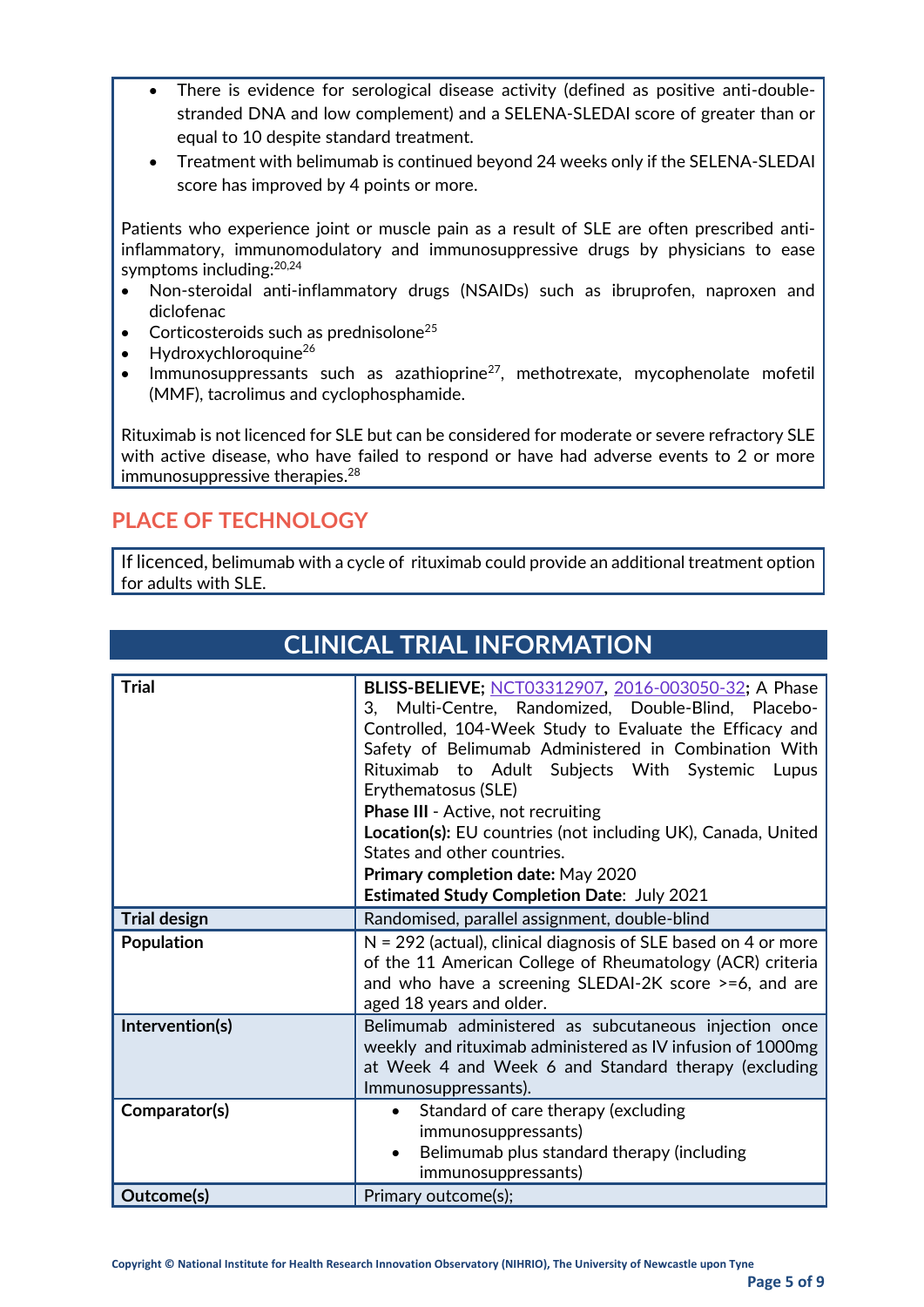- There is evidence for serological disease activity (defined as positive anti-double-stranded DNA and low complement) and a SELENA-SLEDAI score of greater than or equal to 10 despite standard treatment.
- Treatment with belimumab is continued beyond 24 weeks only if the SELENA-SLEDAI score has improved by 4 points or more.

Patients who experience joint or muscle pain as a result of SLE are often prescribed anti-inflammatory, immunomodulatory and immunosuppressive drugs by physicians to ease symptoms including:[20,24]

- Non-steroidal anti-inflammatory drugs (NSAIDs) such as ibruprofen, naproxen and diclofenac
- Corticosteroids such as prednisolone[25]
- Hydroxychloroquine[26]
- Immunosuppressants such as azathioprine[27], methotrexate, mycophenolate mofetil (MMF), tacrolimus and cyclophosphamide.

Rituximab is not licenced for SLE but can be considered for moderate or severe refractory SLE with active disease, who have failed to respond or have had adverse events to 2 or more immunosuppressive therapies.[28]

## PLACE OF TECHNOLOGY

If licenced, belimumab with a cycle of rituximab could provide an additional treatment option for adults with SLE.

## CLINICAL TRIAL INFORMATION

| | |
|---|---|
| **Trial** | **BLISS-BELIEVE**; NCT03312907, 2016-003050-32; A Phase 3, Multi-Centre, Randomized, Double-Blind, Placebo-Controlled, 104-Week Study to Evaluate the Efficacy and Safety of Belimumab Administered in Combination With Rituximab to Adult Subjects With Systemic Lupus Erythematosus (SLE)<br>**Phase III** - Active, not recruiting<br>**Location(s):** EU countries (not including UK), Canada, United States and other countries.<br>**Primary completion date:** May 2020<br>**Estimated Study Completion Date**: July 2021 |
| **Trial design** | Randomised, parallel assignment, double-blind |
| **Population** | N = 292 (actual), clinical diagnosis of SLE based on 4 or more of the 11 American College of Rheumatology (ACR) criteria and who have a screening SLEDAI-2K score >=6, and are aged 18 years and older. |
| **Intervention(s)** | Belimumab administered as subcutaneous injection once weekly and rituximab administered as IV infusion of 1000mg at Week 4 and Week 6 and Standard therapy (excluding Immunosuppressants). |
| **Comparator(s)** | • Standard of care therapy (excluding immunosuppressants)<br>• Belimumab plus standard therapy (including immunosuppressants) |
| **Outcome(s)** | Primary outcome(s); |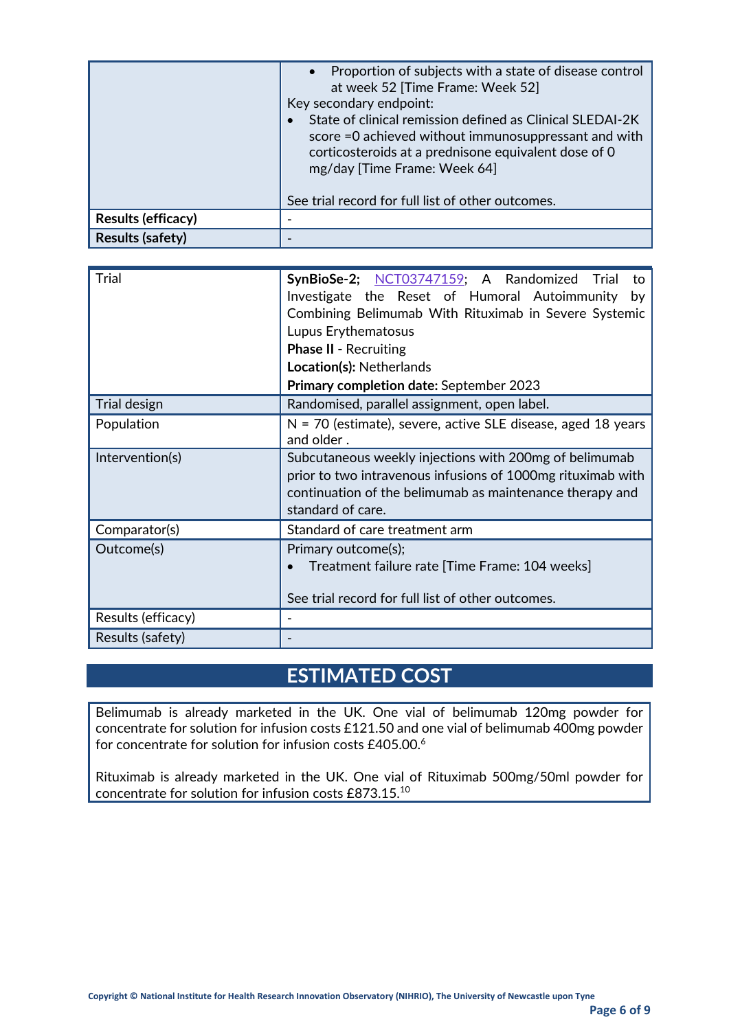| | |
|---|---|
| | • Proportion of subjects with a state of disease control at week 52 [Time Frame: Week 52]<br>Key secondary endpoint:<br>• State of clinical remission defined as Clinical SLEDAI-2K score =0 achieved without immunosuppressant and with corticosteroids at a prednisone equivalent dose of 0 mg/day [Time Frame: Week 64]<br><br>See trial record for full list of other outcomes. |
| **Results (efficacy)** | - |
| **Results (safety)** | - |

| | |
|---|---|
| Trial | **SynBioSe-2;** NCT03747159; A Randomized Trial to Investigate the Reset of Humoral Autoimmunity by Combining Belimumab With Rituximab in Severe Systemic Lupus Erythematosus<br>**Phase II -** Recruiting<br>**Location(s):** Netherlands<br>**Primary completion date:** September 2023 |
| Trial design | Randomised, parallel assignment, open label. |
| Population | N = 70 (estimate), severe, active SLE disease, aged 18 years and older . |
| Intervention(s) | Subcutaneous weekly injections with 200mg of belimumab prior to two intravenous infusions of 1000mg rituximab with continuation of the belimumab as maintenance therapy and standard of care. |
| Comparator(s) | Standard of care treatment arm |
| Outcome(s) | Primary outcome(s);<br>• Treatment failure rate [Time Frame: 104 weeks]<br><br>See trial record for full list of other outcomes. |
| Results (efficacy) | - |
| Results (safety) | - |

## ESTIMATED COST

Belimumab is already marketed in the UK. One vial of belimumab 120mg powder for concentrate for solution for infusion costs £121.50 and one vial of belimumab 400mg powder for concentrate for solution for infusion costs £405.00.[6]

Rituximab is already marketed in the UK. One vial of Rituximab 500mg/50ml powder for concentrate for solution for infusion costs £873.15.[10]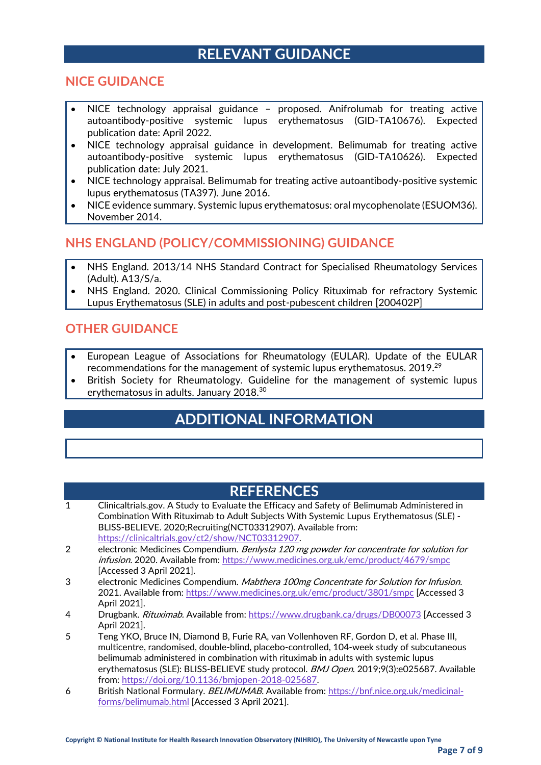# RELEVANT GUIDANCE

## NICE GUIDANCE

- NICE technology appraisal guidance – proposed. Anifrolumab for treating active autoantibody-positive systemic lupus erythematosus (GID-TA10676). Expected publication date: April 2022.
- NICE technology appraisal guidance in development. Belimumab for treating active autoantibody-positive systemic lupus erythematosus (GID-TA10626). Expected publication date: July 2021.
- NICE technology appraisal. Belimumab for treating active autoantibody-positive systemic lupus erythematosus (TA397). June 2016.
- NICE evidence summary. Systemic lupus erythematosus: oral mycophenolate (ESUOM36). November 2014.

## NHS ENGLAND (POLICY/COMMISSIONING) GUIDANCE

- NHS England. 2013/14 NHS Standard Contract for Specialised Rheumatology Services (Adult). A13/S/a.
- NHS England. 2020. Clinical Commissioning Policy Rituximab for refractory Systemic Lupus Erythematosus (SLE) in adults and post-pubescent children [200402P]

## OTHER GUIDANCE

- European League of Associations for Rheumatology (EULAR). Update of the EULAR recommendations for the management of systemic lupus erythematosus. 2019.[29]
- British Society for Rheumatology. Guideline for the management of systemic lupus erythematosus in adults. January 2018.[30]

# ADDITIONAL INFORMATION

# REFERENCES

1. Clinicaltrials.gov. A Study to Evaluate the Efficacy and Safety of Belimumab Administered in Combination With Rituximab to Adult Subjects With Systemic Lupus Erythematosus (SLE) - BLISS-BELIEVE. 2020;Recruiting(NCT03312907). Available from: https://clinicaltrials.gov/ct2/show/NCT03312907.
2. electronic Medicines Compendium. *Benlysta 120 mg powder for concentrate for solution for infusion.* 2020. Available from: https://www.medicines.org.uk/emc/product/4679/smpc [Accessed 3 April 2021].
3. electronic Medicines Compendium. *Mabthera 100mg Concentrate for Solution for Infusion.* 2021. Available from: https://www.medicines.org.uk/emc/product/3801/smpc [Accessed 3 April 2021].
4. Drugbank. *Rituximab.* Available from: https://www.drugbank.ca/drugs/DB00073 [Accessed 3 April 2021].
5. Teng YKO, Bruce IN, Diamond B, Furie RA, van Vollenhoven RF, Gordon D, et al. Phase III, multicentre, randomised, double-blind, placebo-controlled, 104-week study of subcutaneous belimumab administered in combination with rituximab in adults with systemic lupus erythematosus (SLE): BLISS-BELIEVE study protocol. *BMJ Open.* 2019;9(3):e025687. Available from: https://doi.org/10.1136/bmjopen-2018-025687.
6. British National Formulary. *BELIMUMAB.* Available from: https://bnf.nice.org.uk/medicinal-forms/belimumab.html [Accessed 3 April 2021].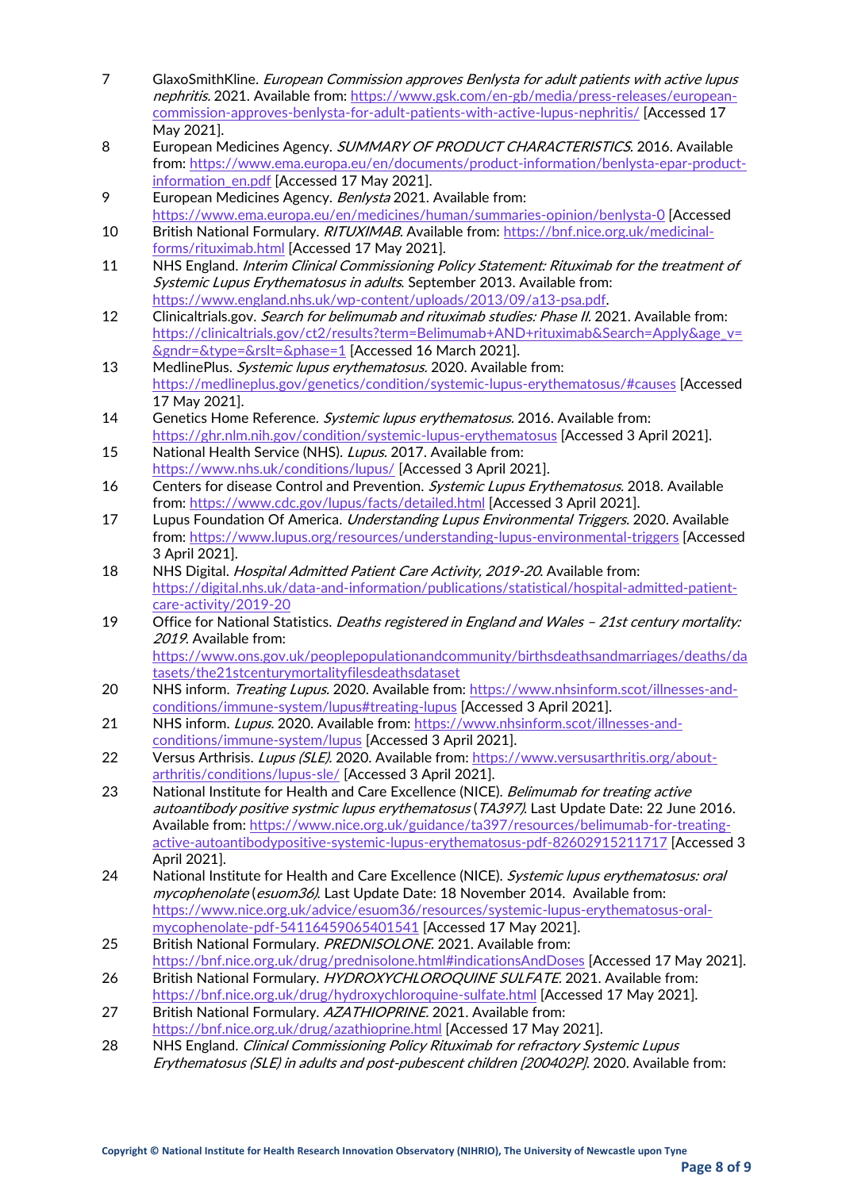7 GlaxoSmithKline. *European Commission approves Benlysta for adult patients with active lupus nephritis.* 2021. Available from: https://www.gsk.com/en-gb/media/press-releases/european-commission-approves-benlysta-for-adult-patients-with-active-lupus-nephritis/ [Accessed 17 May 2021].

8 European Medicines Agency. *SUMMARY OF PRODUCT CHARACTERISTICS.* 2016. Available from: https://www.ema.europa.eu/en/documents/product-information/benlysta-epar-product-information_en.pdf [Accessed 17 May 2021].

9 European Medicines Agency. *Benlysta* 2021. Available from: https://www.ema.europa.eu/en/medicines/human/summaries-opinion/benlysta-0 [Accessed

10 British National Formulary. *RITUXIMAB.* Available from: https://bnf.nice.org.uk/medicinal-forms/rituximab.html [Accessed 17 May 2021].

11 NHS England. *Interim Clinical Commissioning Policy Statement: Rituximab for the treatment of Systemic Lupus Erythematosus in adults.* September 2013. Available from: https://www.england.nhs.uk/wp-content/uploads/2013/09/a13-psa.pdf.

12 Clinicaltrials.gov. *Search for belimumab and rituximab studies: Phase II.* 2021. Available from: https://clinicaltrials.gov/ct2/results?term=Belimumab+AND+rituximab&Search=Apply&age_v=&gndr=&type=&rslt=&phase=1 [Accessed 16 March 2021].

13 MedlinePlus. *Systemic lupus erythematosus.* 2020. Available from: https://medlineplus.gov/genetics/condition/systemic-lupus-erythematosus/#causes [Accessed 17 May 2021].

14 Genetics Home Reference. *Systemic lupus erythematosus.* 2016. Available from: https://ghr.nlm.nih.gov/condition/systemic-lupus-erythematosus [Accessed 3 April 2021].

15 National Health Service (NHS). *Lupus.* 2017. Available from: https://www.nhs.uk/conditions/lupus/ [Accessed 3 April 2021].

16 Centers for disease Control and Prevention. *Systemic Lupus Erythematosus.* 2018. Available from: https://www.cdc.gov/lupus/facts/detailed.html [Accessed 3 April 2021].

17 Lupus Foundation Of America. *Understanding Lupus Environmental Triggers.* 2020. Available from: https://www.lupus.org/resources/understanding-lupus-environmental-triggers [Accessed 3 April 2021].

18 NHS Digital. *Hospital Admitted Patient Care Activity, 2019-20.* Available from: https://digital.nhs.uk/data-and-information/publications/statistical/hospital-admitted-patient-care-activity/2019-20

19 Office for National Statistics. *Deaths registered in England and Wales – 21st century mortality: 2019.* Available from: https://www.ons.gov.uk/peoplepopulationandcommunity/birthsdeathsandmarriages/deaths/datasets/the21stcenturymortalityfilesdeathsdataset

20 NHS inform. *Treating Lupus.* 2020. Available from: https://www.nhsinform.scot/illnesses-and-conditions/immune-system/lupus#treating-lupus [Accessed 3 April 2021].

21 NHS inform. *Lupus.* 2020. Available from: https://www.nhsinform.scot/illnesses-and-conditions/immune-system/lupus [Accessed 3 April 2021].

22 Versus Arthrisis. *Lupus (SLE).* 2020. Available from: https://www.versusarthritis.org/about-arthritis/conditions/lupus-sle/ [Accessed 3 April 2021].

23 National Institute for Health and Care Excellence (NICE). *Belimumab for treating active autoantibody positive systmic lupus erythematosus (TA397).* Last Update Date: 22 June 2016. Available from: https://www.nice.org.uk/guidance/ta397/resources/belimumab-for-treating-active-autoantibodypositive-systemic-lupus-erythematosus-pdf-82602915211717 [Accessed 3 April 2021].

24 National Institute for Health and Care Excellence (NICE). *Systemic lupus erythematosus: oral mycophenolate (esuom36).* Last Update Date: 18 November 2014. Available from: https://www.nice.org.uk/advice/esuom36/resources/systemic-lupus-erythematosus-oral-mycophenolate-pdf-54116459065401541 [Accessed 17 May 2021].

25 British National Formulary. *PREDNISOLONE.* 2021. Available from: https://bnf.nice.org.uk/drug/prednisolone.html#indicationsAndDoses [Accessed 17 May 2021].

26 British National Formulary. *HYDROXYCHLOROQUINE SULFATE.* 2021. Available from: https://bnf.nice.org.uk/drug/hydroxychloroquine-sulfate.html [Accessed 17 May 2021].

27 British National Formulary. *AZATHIOPRINE.* 2021. Available from: https://bnf.nice.org.uk/drug/azathioprine.html [Accessed 17 May 2021].

28 NHS England. *Clinical Commissioning Policy Rituximab for refractory Systemic Lupus Erythematosus (SLE) in adults and post-pubescent children [200402P].* 2020. Available from:

Copyright © National Institute for Health Research Innovation Observatory (NIHRIO), The University of Newcastle upon Tyne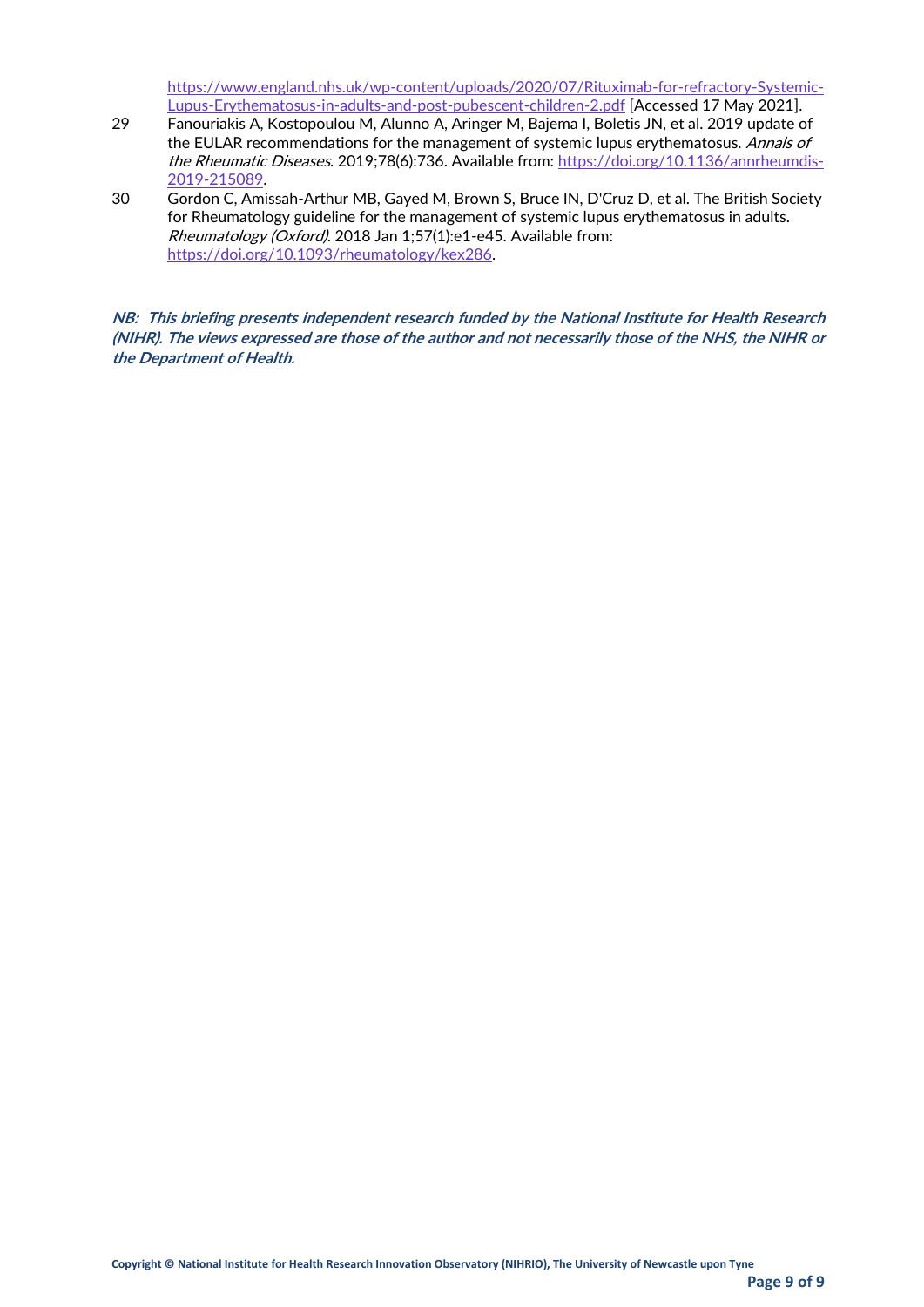https://www.england.nhs.uk/wp-content/uploads/2020/07/Rituximab-for-refractory-Systemic-Lupus-Erythematosus-in-adults-and-post-pubescent-children-2.pdf [Accessed 17 May 2021].

29. Fanouriakis A, Kostopoulou M, Alunno A, Aringer M, Bajema I, Boletis JN, et al. 2019 update of the EULAR recommendations for the management of systemic lupus erythematosus. *Annals of the Rheumatic Diseases*. 2019;78(6):736. Available from: https://doi.org/10.1136/annrheumdis-2019-215089.
30. Gordon C, Amissah-Arthur MB, Gayed M, Brown S, Bruce IN, D'Cruz D, et al. The British Society for Rheumatology guideline for the management of systemic lupus erythematosus in adults. *Rheumatology (Oxford)*. 2018 Jan 1;57(1):e1-e45. Available from: https://doi.org/10.1093/rheumatology/kex286.

***NB: This briefing presents independent research funded by the National Institute for Health Research (NIHR). The views expressed are those of the author and not necessarily those of the NHS, the NIHR or the Department of Health.***

**Copyright © National Institute for Health Research Innovation Observatory (NIHRIO), The University of Newcastle upon Tyne**